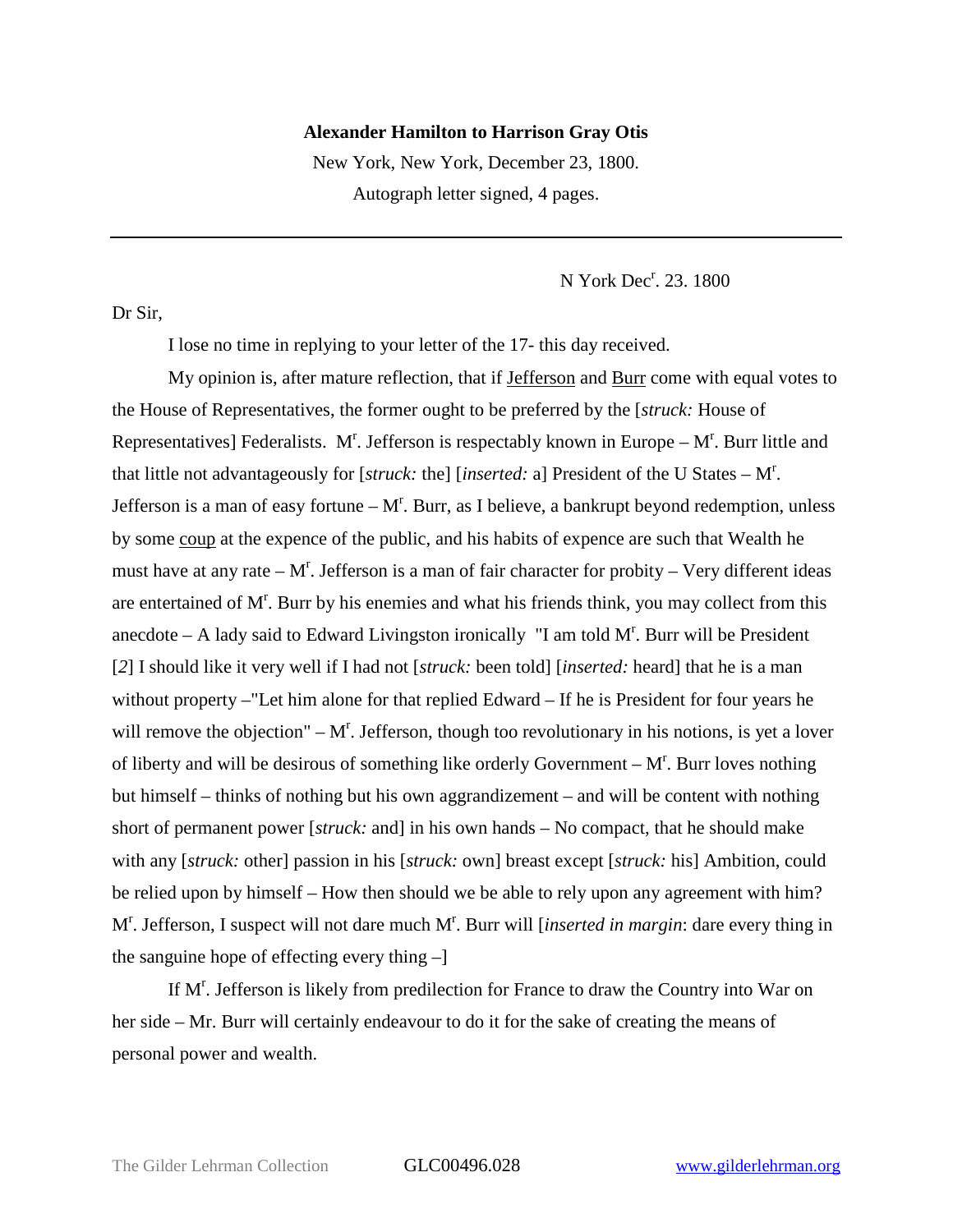**Alexander Hamilton to Harrison Gray Otis**

New York, New York, December 23, 1800.

Autograph letter signed, 4 pages.

---

N York Dec[r]. 23. 1800

Dr Sir,

I lose no time in replying to your letter of the 17- this day received.

My opinion is, after mature reflection, that if <u>Jefferson</u> and <u>Burr</u> come with equal votes to the House of Representatives, the former ought to be preferred by the [*struck:* House of Representatives] Federalists. M[r]. Jefferson is respectably known in Europe – M[r]. Burr little and that little not advantageously for [*struck:* the] [*inserted:* a] President of the U States – M[r]. Jefferson is a man of easy fortune – M[r]. Burr, as I believe, a bankrupt beyond redemption, unless by some <u>coup</u> at the expence of the public, and his habits of expence are such that Wealth he must have at any rate – M[r]. Jefferson is a man of fair character for probity – Very different ideas are entertained of M[r]. Burr by his enemies and what his friends think, you may collect from this anecdote – A lady said to Edward Livingston ironically "I am told M[r]. Burr will be President [*2*] I should like it very well if I had not [*struck:* been told] [*inserted:* heard] that he is a man without property –"Let him alone for that replied Edward – If he is President for four years he will remove the objection" – M[r]. Jefferson, though too revolutionary in his notions, is yet a lover of liberty and will be desirous of something like orderly Government – M[r]. Burr loves nothing but himself – thinks of nothing but his own aggrandizement – and will be content with nothing short of permanent power [*struck:* and] in his own hands – No compact, that he should make with any [*struck:* other] passion in his [*struck:* own] breast except [*struck:* his] Ambition, could be relied upon by himself – How then should we be able to rely upon any agreement with him? M[r]. Jefferson, I suspect will not dare much M[r]. Burr will [*inserted in margin*: dare every thing in the sanguine hope of effecting every thing –]

If M[r]. Jefferson is likely from predilection for France to draw the Country into War on her side – Mr. Burr will certainly endeavour to do it for the sake of creating the means of personal power and wealth.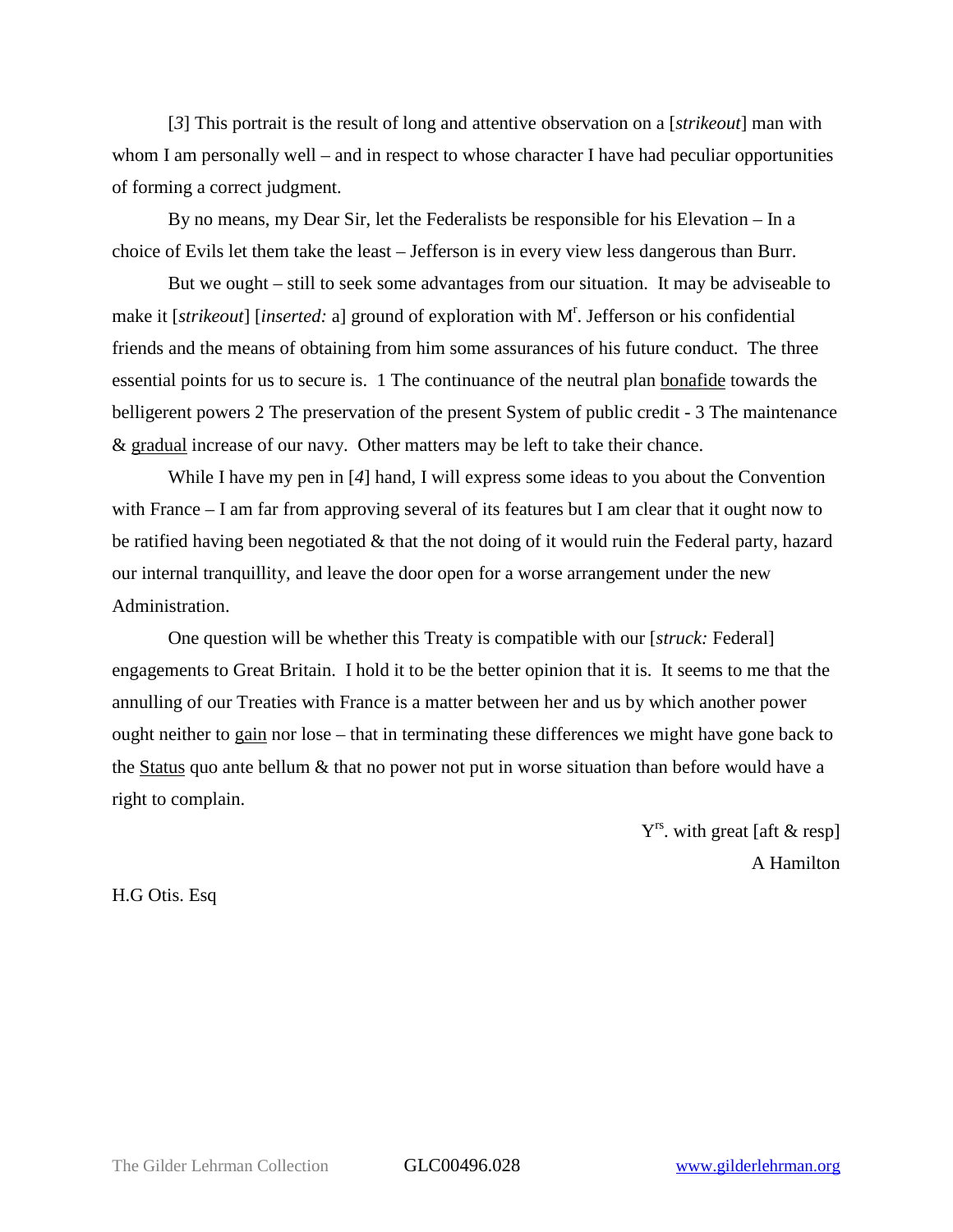[*3*] This portrait is the result of long and attentive observation on a [*strikeout*] man with whom I am personally well – and in respect to whose character I have had peculiar opportunities of forming a correct judgment.

By no means, my Dear Sir, let the Federalists be responsible for his Elevation – In a choice of Evils let them take the least – Jefferson is in every view less dangerous than Burr.

But we ought – still to seek some advantages from our situation. It may be adviseable to make it [*strikeout*] [*inserted:* a] ground of exploration with M[r]. Jefferson or his confidential friends and the means of obtaining from him some assurances of his future conduct. The three essential points for us to secure is. 1 The continuance of the neutral plan bonafide towards the belligerent powers 2 The preservation of the present System of public credit - 3 The maintenance & gradual increase of our navy. Other matters may be left to take their chance.

While I have my pen in [*4*] hand, I will express some ideas to you about the Convention with France – I am far from approving several of its features but I am clear that it ought now to be ratified having been negotiated & that the not doing of it would ruin the Federal party, hazard our internal tranquillity, and leave the door open for a worse arrangement under the new Administration.

One question will be whether this Treaty is compatible with our [*struck:* Federal] engagements to Great Britain. I hold it to be the better opinion that it is. It seems to me that the annulling of our Treaties with France is a matter between her and us by which another power ought neither to gain nor lose – that in terminating these differences we might have gone back to the Status quo ante bellum & that no power not put in worse situation than before would have a right to complain.

Y[rs]. with great [aft & resp]
A Hamilton

H.G Otis. Esq